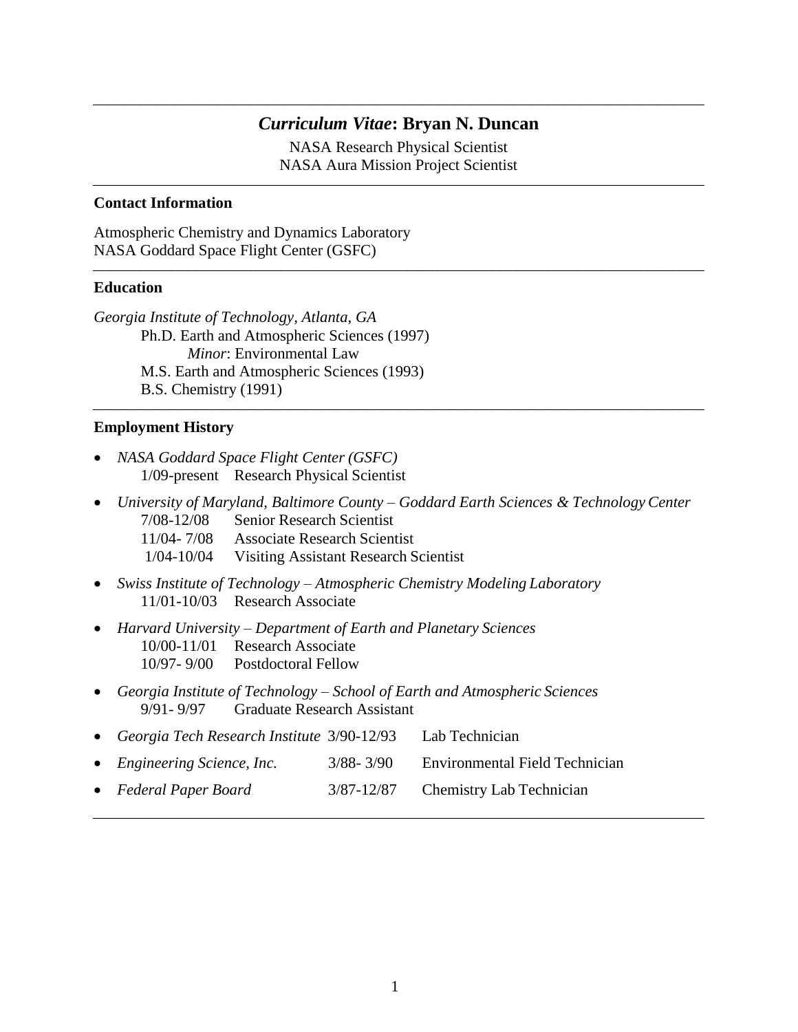# *Curriculum Vitae*: Bryan N. Duncan

NASA Research Physical Scientist
NASA Aura Mission Project Scientist

---

### Contact Information

Atmospheric Chemistry and Dynamics Laboratory
NASA Goddard Space Flight Center (GSFC)

---

### Education

*Georgia Institute of Technology, Atlanta, GA*
- Ph.D. Earth and Atmospheric Sciences (1997)
  - *Minor*: Environmental Law
- M.S. Earth and Atmospheric Sciences (1993)
- B.S. Chemistry (1991)

---

### Employment History

- *NASA Goddard Space Flight Center (GSFC)*
  - 1/09-present Research Physical Scientist
- *University of Maryland, Baltimore County – Goddard Earth Sciences & Technology Center*
  - 7/08-12/08 Senior Research Scientist
  - 11/04- 7/08 Associate Research Scientist
  - 1/04-10/04 Visiting Assistant Research Scientist
- *Swiss Institute of Technology – Atmospheric Chemistry Modeling Laboratory*
  - 11/01-10/03 Research Associate
- *Harvard University – Department of Earth and Planetary Sciences*
  - 10/00-11/01 Research Associate
  - 10/97- 9/00 Postdoctoral Fellow
- *Georgia Institute of Technology – School of Earth and Atmospheric Sciences*
  - 9/91- 9/97 Graduate Research Assistant
- *Georgia Tech Research Institute* 3/90-12/93 Lab Technician
- *Engineering Science, Inc.* 3/88- 3/90 Environmental Field Technician
- *Federal Paper Board* 3/87-12/87 Chemistry Lab Technician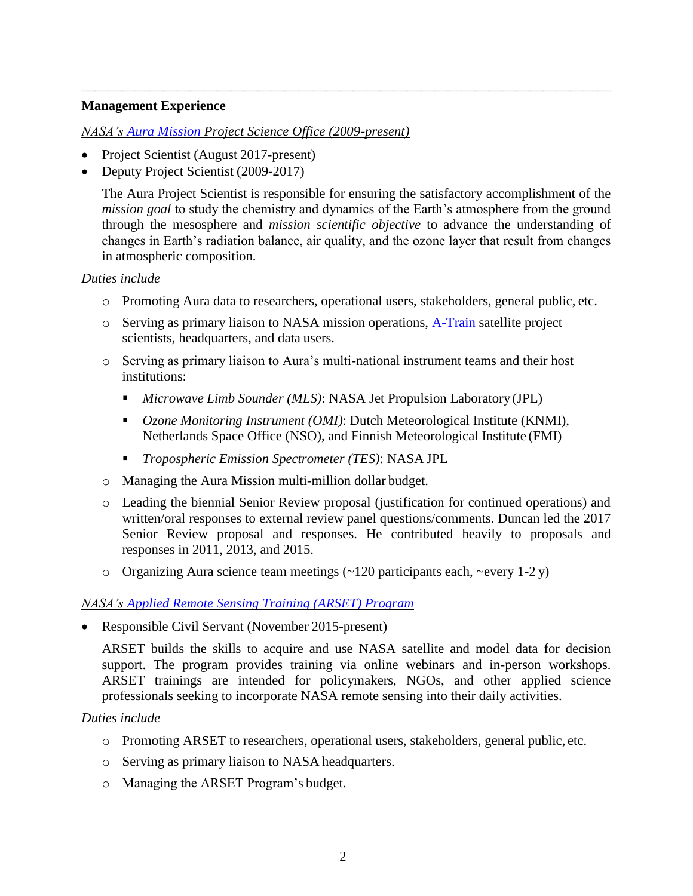---

**Management Experience**

*NASA's Aura Mission Project Science Office (2009-present)*

- Project Scientist (August 2017-present)
- Deputy Project Scientist (2009-2017)

  The Aura Project Scientist is responsible for ensuring the satisfactory accomplishment of the *mission goal* to study the chemistry and dynamics of the Earth's atmosphere from the ground through the mesosphere and *mission scientific objective* to advance the understanding of changes in Earth's radiation balance, air quality, and the ozone layer that result from changes in atmospheric composition.

*Duties include*

- Promoting Aura data to researchers, operational users, stakeholders, general public, etc.
- Serving as primary liaison to NASA mission operations, A-Train satellite project scientists, headquarters, and data users.
- Serving as primary liaison to Aura's multi-national instrument teams and their host institutions:
  - *Microwave Limb Sounder (MLS)*: NASA Jet Propulsion Laboratory (JPL)
  - *Ozone Monitoring Instrument (OMI)*: Dutch Meteorological Institute (KNMI), Netherlands Space Office (NSO), and Finnish Meteorological Institute (FMI)
  - *Tropospheric Emission Spectrometer (TES)*: NASA JPL
- Managing the Aura Mission multi-million dollar budget.
- Leading the biennial Senior Review proposal (justification for continued operations) and written/oral responses to external review panel questions/comments. Duncan led the 2017 Senior Review proposal and responses. He contributed heavily to proposals and responses in 2011, 2013, and 2015.
- Organizing Aura science team meetings (~120 participants each, ~every 1-2 y)

*NASA's Applied Remote Sensing Training (ARSET) Program*

- Responsible Civil Servant (November 2015-present)

  ARSET builds the skills to acquire and use NASA satellite and model data for decision support. The program provides training via online webinars and in-person workshops. ARSET trainings are intended for policymakers, NGOs, and other applied science professionals seeking to incorporate NASA remote sensing into their daily activities.

*Duties include*

- Promoting ARSET to researchers, operational users, stakeholders, general public, etc.
- Serving as primary liaison to NASA headquarters.
- Managing the ARSET Program's budget.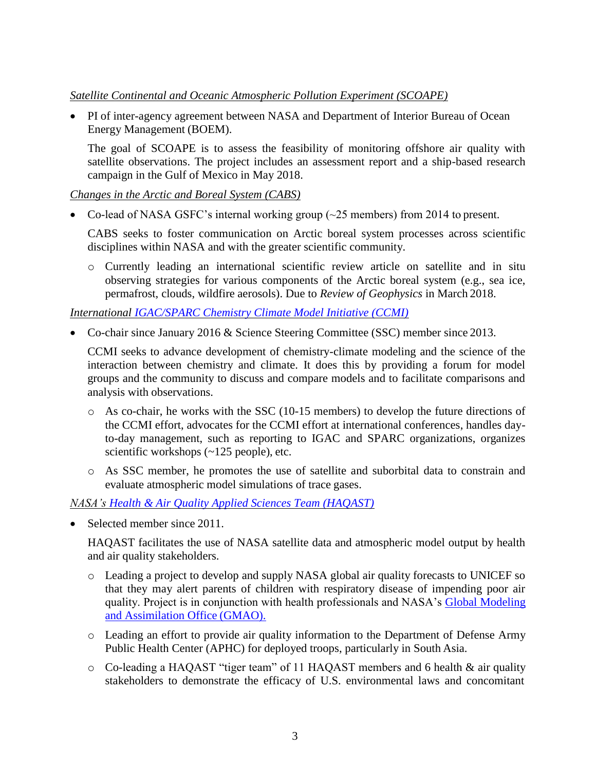*Satellite Continental and Oceanic Atmospheric Pollution Experiment (SCOAPE)*

- PI of inter-agency agreement between NASA and Department of Interior Bureau of Ocean Energy Management (BOEM).

  The goal of SCOAPE is to assess the feasibility of monitoring offshore air quality with satellite observations. The project includes an assessment report and a ship-based research campaign in the Gulf of Mexico in May 2018.

*Changes in the Arctic and Boreal System (CABS)*

- Co-lead of NASA GSFC's internal working group (~25 members) from 2014 to present.

  CABS seeks to foster communication on Arctic boreal system processes across scientific disciplines within NASA and with the greater scientific community.

  - Currently leading an international scientific review article on satellite and in situ observing strategies for various components of the Arctic boreal system (e.g., sea ice, permafrost, clouds, wildfire aerosols). Due to *Review of Geophysics* in March 2018.

*International IGAC/SPARC Chemistry Climate Model Initiative (CCMI)*

- Co-chair since January 2016 & Science Steering Committee (SSC) member since 2013.

  CCMI seeks to advance development of chemistry-climate modeling and the science of the interaction between chemistry and climate. It does this by providing a forum for model groups and the community to discuss and compare models and to facilitate comparisons and analysis with observations.

  - As co-chair, he works with the SSC (10-15 members) to develop the future directions of the CCMI effort, advocates for the CCMI effort at international conferences, handles day-to-day management, such as reporting to IGAC and SPARC organizations, organizes scientific workshops (~125 people), etc.
  - As SSC member, he promotes the use of satellite and suborbital data to constrain and evaluate atmospheric model simulations of trace gases.

*NASA's Health & Air Quality Applied Sciences Team (HAQAST)*

- Selected member since 2011.

  HAQAST facilitates the use of NASA satellite data and atmospheric model output by health and air quality stakeholders.

  - Leading a project to develop and supply NASA global air quality forecasts to UNICEF so that they may alert parents of children with respiratory disease of impending poor air quality. Project is in conjunction with health professionals and NASA's Global Modeling and Assimilation Office (GMAO).
  - Leading an effort to provide air quality information to the Department of Defense Army Public Health Center (APHC) for deployed troops, particularly in South Asia.
  - Co-leading a HAQAST "tiger team" of 11 HAQAST members and 6 health & air quality stakeholders to demonstrate the efficacy of U.S. environmental laws and concomitant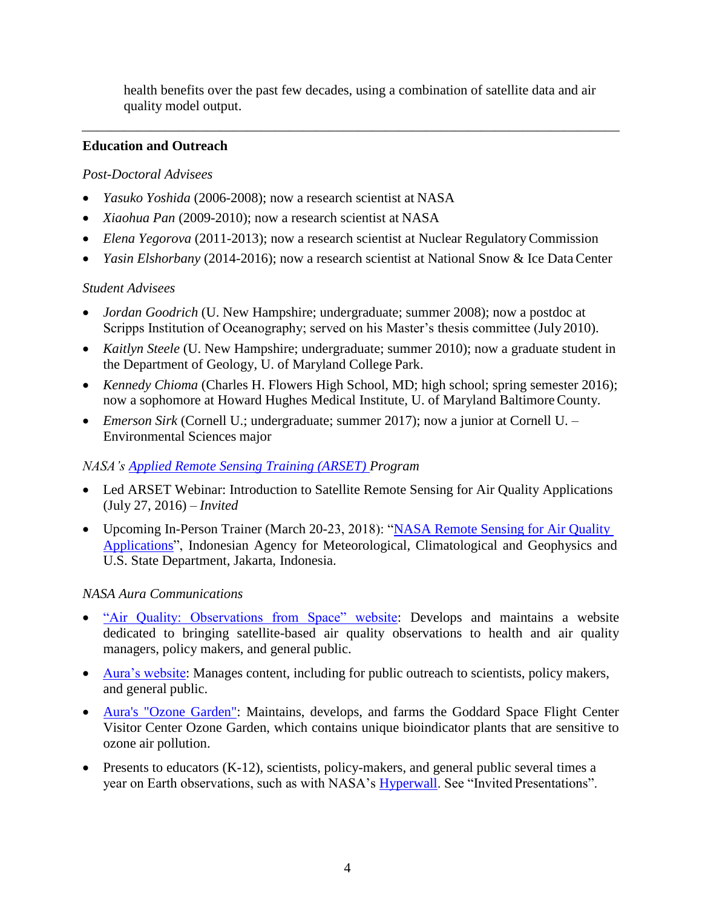health benefits over the past few decades, using a combination of satellite data and air quality model output.

---

**Education and Outreach**

*Post-Doctoral Advisees*

- *Yasuko Yoshida* (2006-2008); now a research scientist at NASA
- *Xiaohua Pan* (2009-2010); now a research scientist at NASA
- *Elena Yegorova* (2011-2013); now a research scientist at Nuclear Regulatory Commission
- *Yasin Elshorbany* (2014-2016); now a research scientist at National Snow & Ice Data Center

*Student Advisees*

- *Jordan Goodrich* (U. New Hampshire; undergraduate; summer 2008); now a postdoc at Scripps Institution of Oceanography; served on his Master's thesis committee (July 2010).
- *Kaitlyn Steele* (U. New Hampshire; undergraduate; summer 2010); now a graduate student in the Department of Geology, U. of Maryland College Park.
- *Kennedy Chioma* (Charles H. Flowers High School, MD; high school; spring semester 2016); now a sophomore at Howard Hughes Medical Institute, U. of Maryland Baltimore County.
- *Emerson Sirk* (Cornell U.; undergraduate; summer 2017); now a junior at Cornell U. – Environmental Sciences major

*NASA's Applied Remote Sensing Training (ARSET) Program*

- Led ARSET Webinar: Introduction to Satellite Remote Sensing for Air Quality Applications (July 27, 2016) – *Invited*
- Upcoming In-Person Trainer (March 20-23, 2018): "NASA Remote Sensing for Air Quality Applications", Indonesian Agency for Meteorological, Climatological and Geophysics and U.S. State Department, Jakarta, Indonesia.

*NASA Aura Communications*

- "Air Quality: Observations from Space" website: Develops and maintains a website dedicated to bringing satellite-based air quality observations to health and air quality managers, policy makers, and general public.
- Aura's website: Manages content, including for public outreach to scientists, policy makers, and general public.
- Aura's "Ozone Garden": Maintains, develops, and farms the Goddard Space Flight Center Visitor Center Ozone Garden, which contains unique bioindicator plants that are sensitive to ozone air pollution.
- Presents to educators (K-12), scientists, policy-makers, and general public several times a year on Earth observations, such as with NASA's Hyperwall. See "Invited Presentations".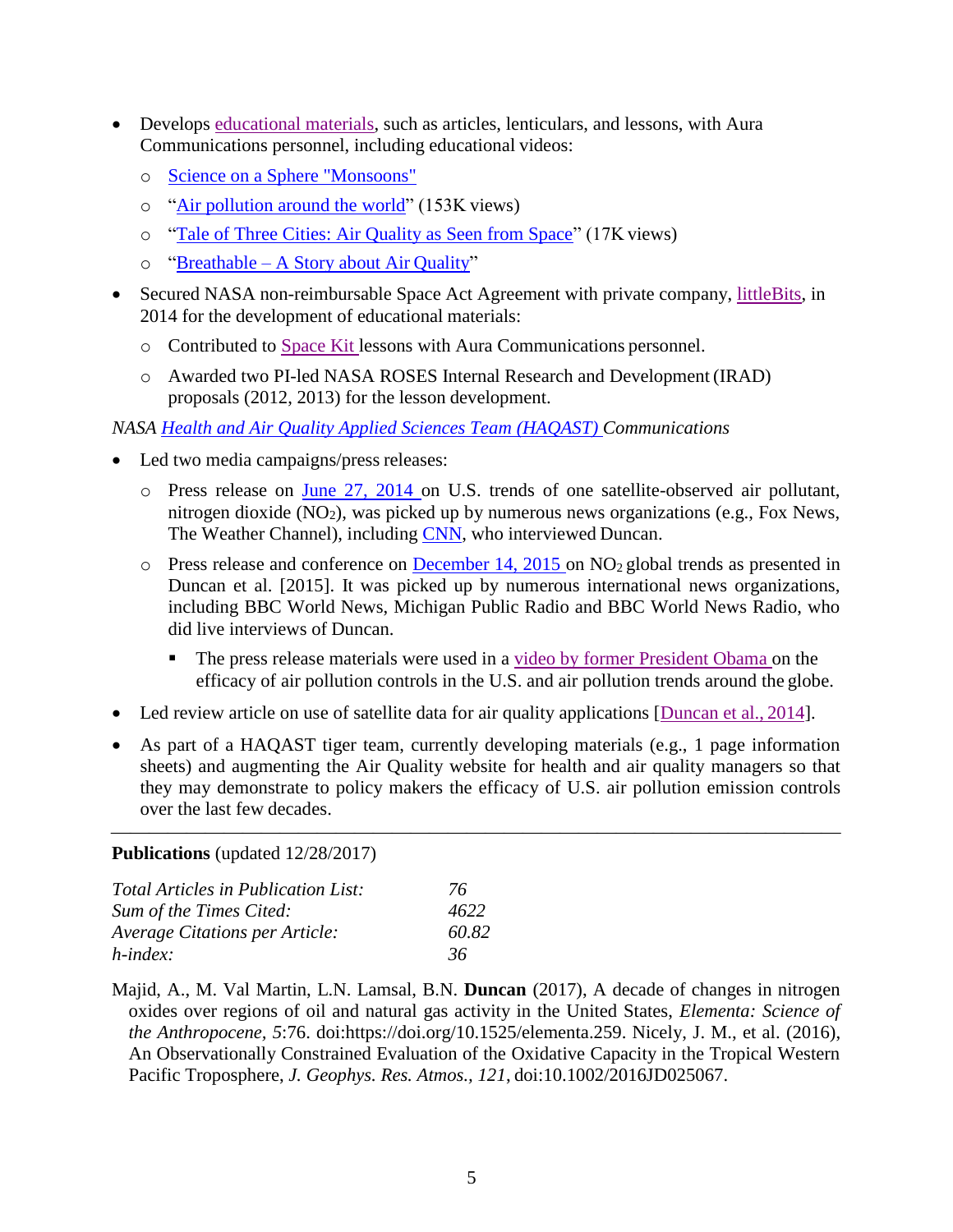- Develops educational materials, such as articles, lenticulars, and lessons, with Aura Communications personnel, including educational videos:
  - Science on a Sphere "Monsoons"
  - "Air pollution around the world" (153K views)
  - "Tale of Three Cities: Air Quality as Seen from Space" (17K views)
  - "Breathable – A Story about Air Quality"
- Secured NASA non-reimbursable Space Act Agreement with private company, littleBits, in 2014 for the development of educational materials:
  - Contributed to Space Kit lessons with Aura Communications personnel.
  - Awarded two PI-led NASA ROSES Internal Research and Development (IRAD) proposals (2012, 2013) for the lesson development.

*NASA Health and Air Quality Applied Sciences Team (HAQAST) Communications*

- Led two media campaigns/press releases:
  - Press release on June 27, 2014 on U.S. trends of one satellite-observed air pollutant, nitrogen dioxide ($NO_2$), was picked up by numerous news organizations (e.g., Fox News, The Weather Channel), including CNN, who interviewed Duncan.
  - Press release and conference on December 14, 2015 on $NO_2$ global trends as presented in Duncan et al. [2015]. It was picked up by numerous international news organizations, including BBC World News, Michigan Public Radio and BBC World News Radio, who did live interviews of Duncan.
    - The press release materials were used in a video by former President Obama on the efficacy of air pollution controls in the U.S. and air pollution trends around the globe.
- Led review article on use of satellite data for air quality applications [Duncan et al., 2014].
- As part of a HAQAST tiger team, currently developing materials (e.g., 1 page information sheets) and augmenting the Air Quality website for health and air quality managers so that they may demonstrate to policy makers the efficacy of U.S. air pollution emission controls over the last few decades.

---

**Publications** (updated 12/28/2017)

| | |
|---|---|
| *Total Articles in Publication List:* | *76* |
| *Sum of the Times Cited:* | *4622* |
| *Average Citations per Article:* | *60.82* |
| *h-index:* | *36* |

Majid, A., M. Val Martin, L.N. Lamsal, B.N. **Duncan** (2017), A decade of changes in nitrogen oxides over regions of oil and natural gas activity in the United States, *Elementa: Science of the Anthropocene*, *5*:76. doi:https://doi.org/10.1525/elementa.259. Nicely, J. M., et al. (2016), An Observationally Constrained Evaluation of the Oxidative Capacity in the Tropical Western Pacific Troposphere, *J. Geophys. Res. Atmos.*, *121*, doi:10.1002/2016JD025067.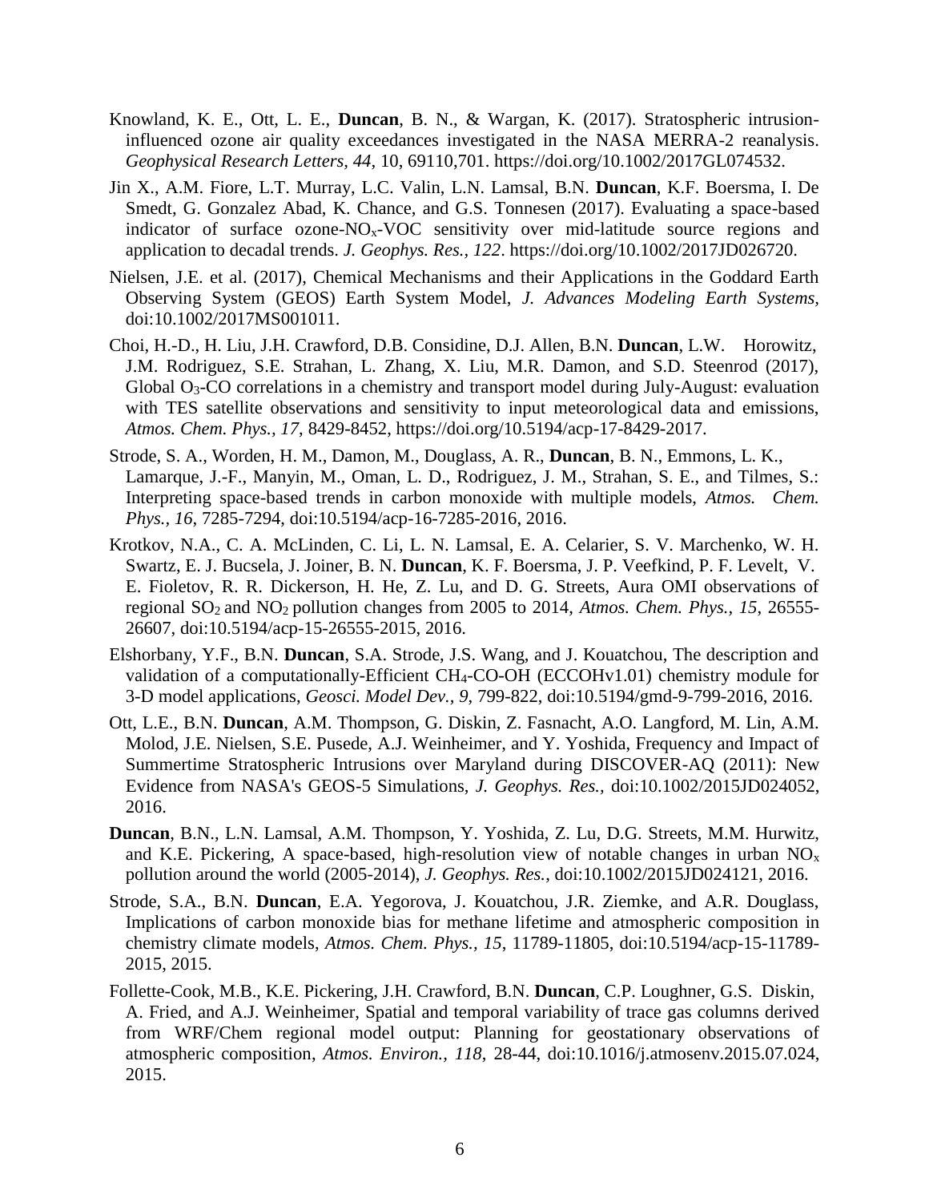Knowland, K. E., Ott, L. E., **Duncan**, B. N., & Wargan, K. (2017). Stratospheric intrusion-influenced ozone air quality exceedances investigated in the NASA MERRA-2 reanalysis. *Geophysical Research Letters*, *44*, 10, 69110,701. https://doi.org/10.1002/2017GL074532.

Jin X., A.M. Fiore, L.T. Murray, L.C. Valin, L.N. Lamsal, B.N. **Duncan**, K.F. Boersma, I. De Smedt, G. Gonzalez Abad, K. Chance, and G.S. Tonnesen (2017). Evaluating a space-based indicator of surface ozone-$NO_x$-VOC sensitivity over mid-latitude source regions and application to decadal trends. *J. Geophys. Res.*, *122*. https://doi.org/10.1002/2017JD026720.

Nielsen, J.E. et al. (2017), Chemical Mechanisms and their Applications in the Goddard Earth Observing System (GEOS) Earth System Model, *J. Advances Modeling Earth Systems*, doi:10.1002/2017MS001011.

Choi, H.-D., H. Liu, J.H. Crawford, D.B. Considine, D.J. Allen, B.N. **Duncan**, L.W. Horowitz, J.M. Rodriguez, S.E. Strahan, L. Zhang, X. Liu, M.R. Damon, and S.D. Steenrod (2017), Global $O_3$-CO correlations in a chemistry and transport model during July-August: evaluation with TES satellite observations and sensitivity to input meteorological data and emissions, *Atmos. Chem. Phys.*, *17*, 8429-8452, https://doi.org/10.5194/acp-17-8429-2017.

Strode, S. A., Worden, H. M., Damon, M., Douglass, A. R., **Duncan**, B. N., Emmons, L. K., Lamarque, J.-F., Manyin, M., Oman, L. D., Rodriguez, J. M., Strahan, S. E., and Tilmes, S.: Interpreting space-based trends in carbon monoxide with multiple models, *Atmos. Chem. Phys.*, *16*, 7285-7294, doi:10.5194/acp-16-7285-2016, 2016.

Krotkov, N.A., C. A. McLinden, C. Li, L. N. Lamsal, E. A. Celarier, S. V. Marchenko, W. H. Swartz, E. J. Bucsela, J. Joiner, B. N. **Duncan**, K. F. Boersma, J. P. Veefkind, P. F. Levelt, V. E. Fioletov, R. R. Dickerson, H. He, Z. Lu, and D. G. Streets, Aura OMI observations of regional $SO_2$ and $NO_2$ pollution changes from 2005 to 2014, *Atmos. Chem. Phys.*, *15*, 26555-26607, doi:10.5194/acp-15-26555-2015, 2016.

Elshorbany, Y.F., B.N. **Duncan**, S.A. Strode, J.S. Wang, and J. Kouatchou, The description and validation of a computationally-Efficient $CH_4$-CO-OH (ECCOHv1.01) chemistry module for 3-D model applications, *Geosci. Model Dev.*, *9*, 799-822, doi:10.5194/gmd-9-799-2016, 2016.

Ott, L.E., B.N. **Duncan**, A.M. Thompson, G. Diskin, Z. Fasnacht, A.O. Langford, M. Lin, A.M. Molod, J.E. Nielsen, S.E. Pusede, A.J. Weinheimer, and Y. Yoshida, Frequency and Impact of Summertime Stratospheric Intrusions over Maryland during DISCOVER-AQ (2011): New Evidence from NASA's GEOS-5 Simulations, *J. Geophys. Res.*, doi:10.1002/2015JD024052, 2016.

**Duncan**, B.N., L.N. Lamsal, A.M. Thompson, Y. Yoshida, Z. Lu, D.G. Streets, M.M. Hurwitz, and K.E. Pickering, A space-based, high-resolution view of notable changes in urban $NO_x$ pollution around the world (2005-2014), *J. Geophys. Res.*, doi:10.1002/2015JD024121, 2016.

Strode, S.A., B.N. **Duncan**, E.A. Yegorova, J. Kouatchou, J.R. Ziemke, and A.R. Douglass, Implications of carbon monoxide bias for methane lifetime and atmospheric composition in chemistry climate models, *Atmos. Chem. Phys.*, *15*, 11789-11805, doi:10.5194/acp-15-11789-2015, 2015.

Follette-Cook, M.B., K.E. Pickering, J.H. Crawford, B.N. **Duncan**, C.P. Loughner, G.S. Diskin, A. Fried, and A.J. Weinheimer, Spatial and temporal variability of trace gas columns derived from WRF/Chem regional model output: Planning for geostationary observations of atmospheric composition, *Atmos. Environ.*, *118*, 28-44, doi:10.1016/j.atmosenv.2015.07.024, 2015.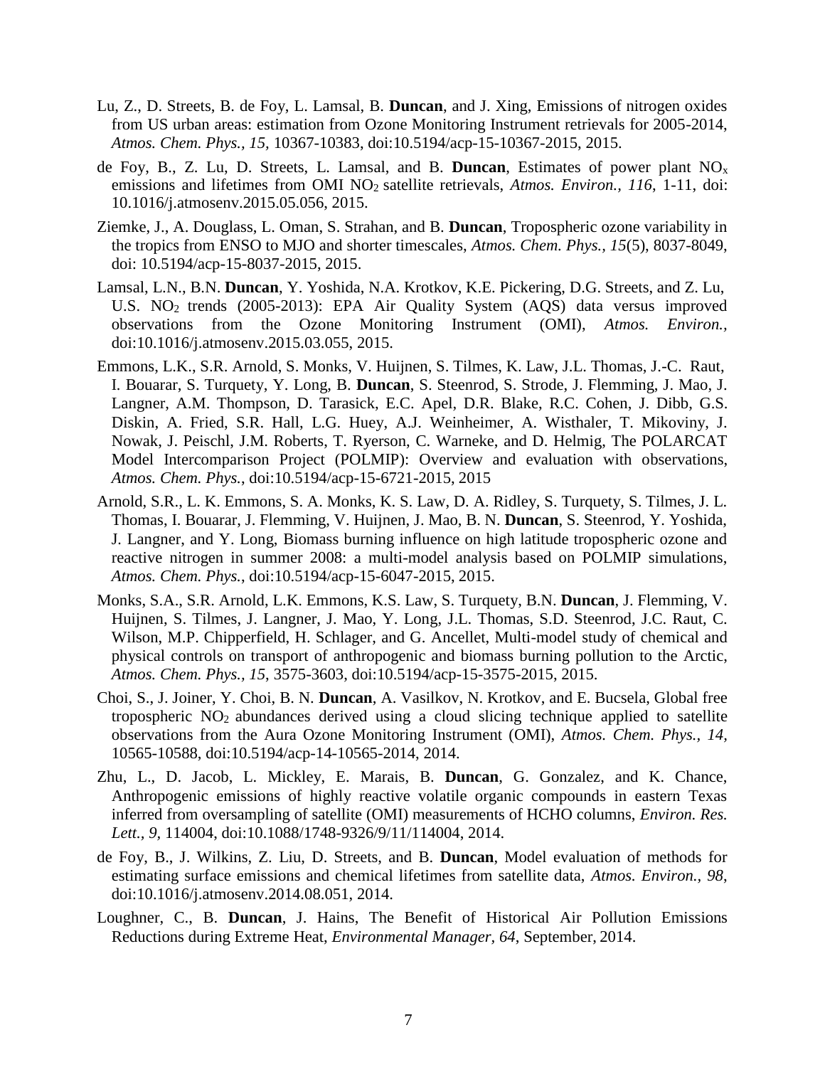Lu, Z., D. Streets, B. de Foy, L. Lamsal, B. **Duncan**, and J. Xing, Emissions of nitrogen oxides from US urban areas: estimation from Ozone Monitoring Instrument retrievals for 2005-2014, *Atmos. Chem. Phys., 15*, 10367-10383, doi:10.5194/acp-15-10367-2015, 2015.

de Foy, B., Z. Lu, D. Streets, L. Lamsal, and B. **Duncan**, Estimates of power plant $NO_x$ emissions and lifetimes from OMI $NO_2$ satellite retrievals, *Atmos. Environ., 116*, 1-11, doi: 10.1016/j.atmosenv.2015.05.056, 2015.

Ziemke, J., A. Douglass, L. Oman, S. Strahan, and B. **Duncan**, Tropospheric ozone variability in the tropics from ENSO to MJO and shorter timescales, *Atmos. Chem. Phys., 15*(5), 8037-8049, doi: 10.5194/acp-15-8037-2015, 2015.

Lamsal, L.N., B.N. **Duncan**, Y. Yoshida, N.A. Krotkov, K.E. Pickering, D.G. Streets, and Z. Lu, U.S. $NO_2$ trends (2005-2013): EPA Air Quality System (AQS) data versus improved observations from the Ozone Monitoring Instrument (OMI), *Atmos. Environ.*, doi:10.1016/j.atmosenv.2015.03.055, 2015.

Emmons, L.K., S.R. Arnold, S. Monks, V. Huijnen, S. Tilmes, K. Law, J.L. Thomas, J.-C. Raut, I. Bouarar, S. Turquety, Y. Long, B. **Duncan**, S. Steenrod, S. Strode, J. Flemming, J. Mao, J. Langner, A.M. Thompson, D. Tarasick, E.C. Apel, D.R. Blake, R.C. Cohen, J. Dibb, G.S. Diskin, A. Fried, S.R. Hall, L.G. Huey, A.J. Weinheimer, A. Wisthaler, T. Mikoviny, J. Nowak, J. Peischl, J.M. Roberts, T. Ryerson, C. Warneke, and D. Helmig, The POLARCAT Model Intercomparison Project (POLMIP): Overview and evaluation with observations, *Atmos. Chem. Phys.*, doi:10.5194/acp-15-6721-2015, 2015

Arnold, S.R., L. K. Emmons, S. A. Monks, K. S. Law, D. A. Ridley, S. Turquety, S. Tilmes, J. L. Thomas, I. Bouarar, J. Flemming, V. Huijnen, J. Mao, B. N. **Duncan**, S. Steenrod, Y. Yoshida, J. Langner, and Y. Long, Biomass burning influence on high latitude tropospheric ozone and reactive nitrogen in summer 2008: a multi-model analysis based on POLMIP simulations, *Atmos. Chem. Phys.*, doi:10.5194/acp-15-6047-2015, 2015.

Monks, S.A., S.R. Arnold, L.K. Emmons, K.S. Law, S. Turquety, B.N. **Duncan**, J. Flemming, V. Huijnen, S. Tilmes, J. Langner, J. Mao, Y. Long, J.L. Thomas, S.D. Steenrod, J.C. Raut, C. Wilson, M.P. Chipperfield, H. Schlager, and G. Ancellet, Multi-model study of chemical and physical controls on transport of anthropogenic and biomass burning pollution to the Arctic, *Atmos. Chem. Phys., 15*, 3575-3603, doi:10.5194/acp-15-3575-2015, 2015.

Choi, S., J. Joiner, Y. Choi, B. N. **Duncan**, A. Vasilkov, N. Krotkov, and E. Bucsela, Global free tropospheric $NO_2$ abundances derived using a cloud slicing technique applied to satellite observations from the Aura Ozone Monitoring Instrument (OMI), *Atmos. Chem. Phys., 14*, 10565-10588, doi:10.5194/acp-14-10565-2014, 2014.

Zhu, L., D. Jacob, L. Mickley, E. Marais, B. **Duncan**, G. Gonzalez, and K. Chance, Anthropogenic emissions of highly reactive volatile organic compounds in eastern Texas inferred from oversampling of satellite (OMI) measurements of HCHO columns, *Environ. Res. Lett., 9*, 114004, doi:10.1088/1748-9326/9/11/114004, 2014.

de Foy, B., J. Wilkins, Z. Liu, D. Streets, and B. **Duncan**, Model evaluation of methods for estimating surface emissions and chemical lifetimes from satellite data, *Atmos. Environ., 98*, doi:10.1016/j.atmosenv.2014.08.051, 2014.

Loughner, C., B. **Duncan**, J. Hains, The Benefit of Historical Air Pollution Emissions Reductions during Extreme Heat, *Environmental Manager, 64*, September, 2014.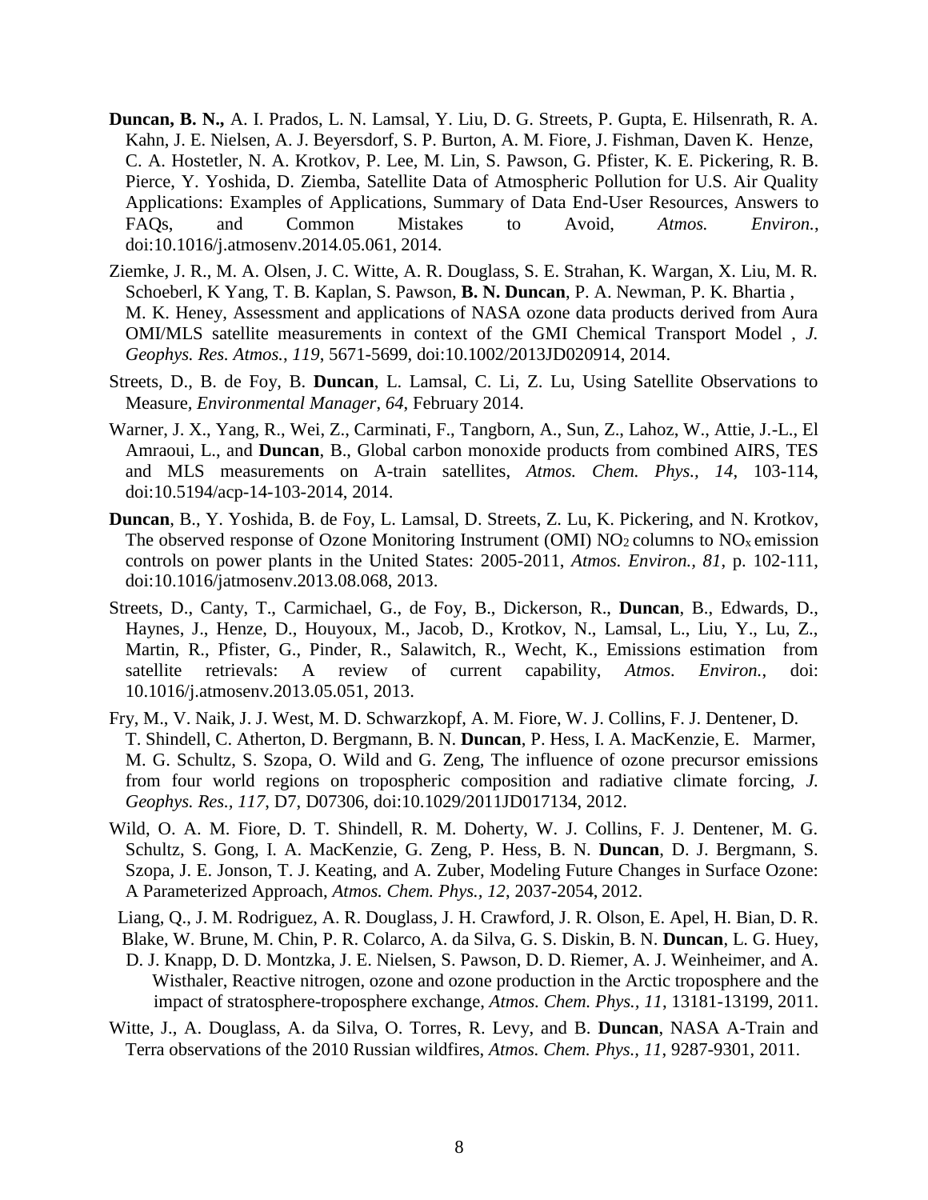**Duncan, B. N.,** A. I. Prados, L. N. Lamsal, Y. Liu, D. G. Streets, P. Gupta, E. Hilsenrath, R. A. Kahn, J. E. Nielsen, A. J. Beyersdorf, S. P. Burton, A. M. Fiore, J. Fishman, Daven K. Henze, C. A. Hostetler, N. A. Krotkov, P. Lee, M. Lin, S. Pawson, G. Pfister, K. E. Pickering, R. B. Pierce, Y. Yoshida, D. Ziemba, Satellite Data of Atmospheric Pollution for U.S. Air Quality Applications: Examples of Applications, Summary of Data End-User Resources, Answers to FAQs, and Common Mistakes to Avoid, *Atmos. Environ.*, doi:10.1016/j.atmosenv.2014.05.061, 2014.

Ziemke, J. R., M. A. Olsen, J. C. Witte, A. R. Douglass, S. E. Strahan, K. Wargan, X. Liu, M. R. Schoeberl, K Yang, T. B. Kaplan, S. Pawson, **B. N. Duncan**, P. A. Newman, P. K. Bhartia , M. K. Heney, Assessment and applications of NASA ozone data products derived from Aura OMI/MLS satellite measurements in context of the GMI Chemical Transport Model , *J. Geophys. Res. Atmos.*, *119*, 5671-5699, doi:10.1002/2013JD020914, 2014.

Streets, D., B. de Foy, B. **Duncan**, L. Lamsal, C. Li, Z. Lu, Using Satellite Observations to Measure, *Environmental Manager*, *64*, February 2014.

Warner, J. X., Yang, R., Wei, Z., Carminati, F., Tangborn, A., Sun, Z., Lahoz, W., Attie, J.-L., El Amraoui, L., and **Duncan**, B., Global carbon monoxide products from combined AIRS, TES and MLS measurements on A-train satellites, *Atmos. Chem. Phys., 14*, 103-114, doi:10.5194/acp-14-103-2014, 2014.

**Duncan**, B., Y. Yoshida, B. de Foy, L. Lamsal, D. Streets, Z. Lu, K. Pickering, and N. Krotkov, The observed response of Ozone Monitoring Instrument (OMI) $NO_2$ columns to $NO_x$ emission controls on power plants in the United States: 2005-2011, *Atmos. Environ., 81*, p. 102-111, doi:10.1016/jatmosenv.2013.08.068, 2013.

Streets, D., Canty, T., Carmichael, G., de Foy, B., Dickerson, R., **Duncan**, B., Edwards, D., Haynes, J., Henze, D., Houyoux, M., Jacob, D., Krotkov, N., Lamsal, L., Liu, Y., Lu, Z., Martin, R., Pfister, G., Pinder, R., Salawitch, R., Wecht, K., Emissions estimation from satellite retrievals: A review of current capability, *Atmos. Environ.*, doi: 10.1016/j.atmosenv.2013.05.051, 2013.

Fry, M., V. Naik, J. J. West, M. D. Schwarzkopf, A. M. Fiore, W. J. Collins, F. J. Dentener, D. T. Shindell, C. Atherton, D. Bergmann, B. N. **Duncan**, P. Hess, I. A. MacKenzie, E. Marmer, M. G. Schultz, S. Szopa, O. Wild and G. Zeng, The influence of ozone precursor emissions from four world regions on tropospheric composition and radiative climate forcing, *J. Geophys. Res., 117*, D7, D07306, doi:10.1029/2011JD017134, 2012.

Wild, O. A. M. Fiore, D. T. Shindell, R. M. Doherty, W. J. Collins, F. J. Dentener, M. G. Schultz, S. Gong, I. A. MacKenzie, G. Zeng, P. Hess, B. N. **Duncan**, D. J. Bergmann, S. Szopa, J. E. Jonson, T. J. Keating, and A. Zuber, Modeling Future Changes in Surface Ozone: A Parameterized Approach, *Atmos. Chem. Phys.*, *12*, 2037-2054, 2012.

Liang, Q., J. M. Rodriguez, A. R. Douglass, J. H. Crawford, J. R. Olson, E. Apel, H. Bian, D. R. Blake, W. Brune, M. Chin, P. R. Colarco, A. da Silva, G. S. Diskin, B. N. **Duncan**, L. G. Huey, D. J. Knapp, D. D. Montzka, J. E. Nielsen, S. Pawson, D. D. Riemer, A. J. Weinheimer, and A. Wisthaler, Reactive nitrogen, ozone and ozone production in the Arctic troposphere and the impact of stratosphere-troposphere exchange, *Atmos. Chem. Phys.*, *11*, 13181-13199, 2011.

Witte, J., A. Douglass, A. da Silva, O. Torres, R. Levy, and B. **Duncan**, NASA A-Train and Terra observations of the 2010 Russian wildfires, *Atmos. Chem. Phys., 11*, 9287-9301, 2011.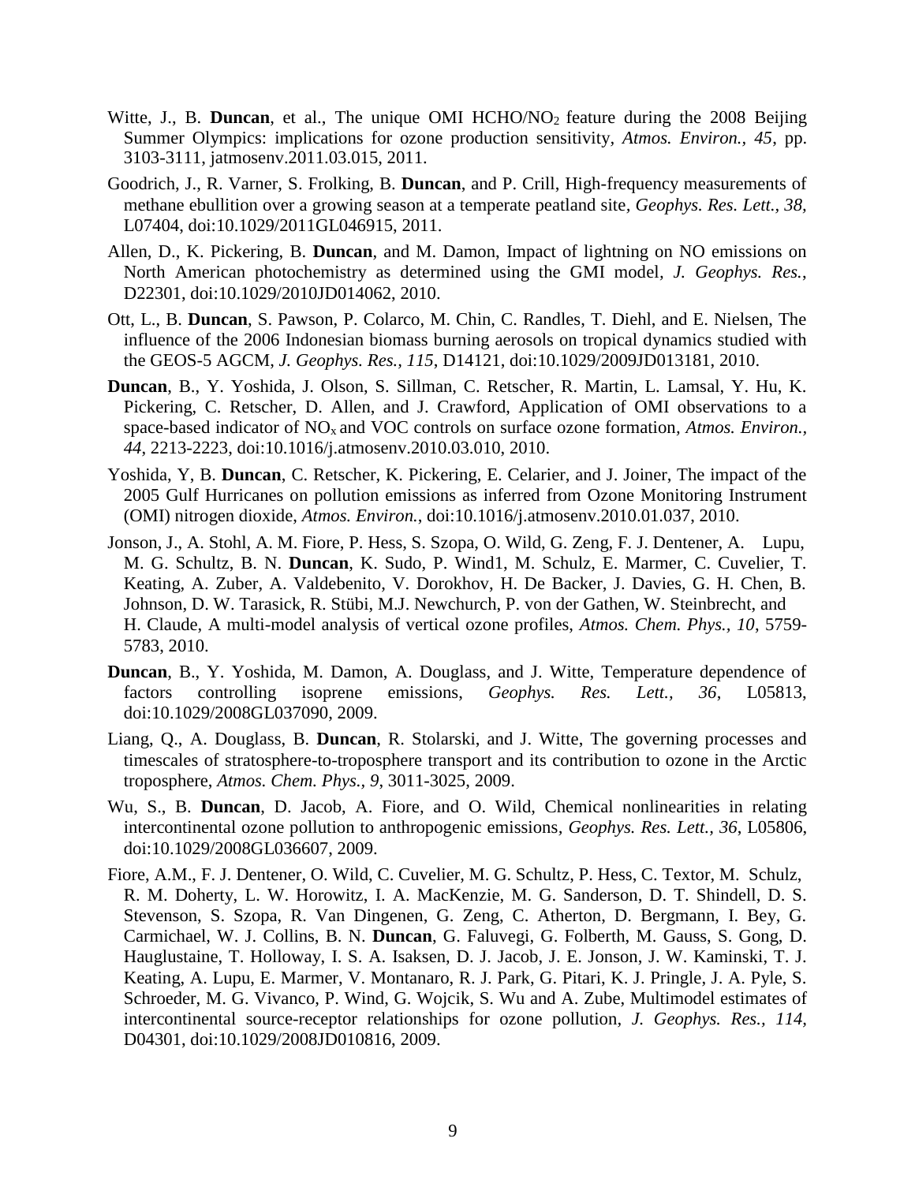Witte, J., B. **Duncan**, et al., The unique OMI HCHO/$NO_2$ feature during the 2008 Beijing Summer Olympics: implications for ozone production sensitivity, *Atmos. Environ., 45*, pp. 3103-3111, jatmosenv.2011.03.015, 2011.

Goodrich, J., R. Varner, S. Frolking, B. **Duncan**, and P. Crill, High-frequency measurements of methane ebullition over a growing season at a temperate peatland site, *Geophys. Res. Lett., 38*, L07404, doi:10.1029/2011GL046915, 2011.

Allen, D., K. Pickering, B. **Duncan**, and M. Damon, Impact of lightning on NO emissions on North American photochemistry as determined using the GMI model, *J. Geophys. Res.*, D22301, doi:10.1029/2010JD014062, 2010.

Ott, L., B. **Duncan**, S. Pawson, P. Colarco, M. Chin, C. Randles, T. Diehl, and E. Nielsen, The influence of the 2006 Indonesian biomass burning aerosols on tropical dynamics studied with the GEOS-5 AGCM, *J. Geophys. Res., 115*, D14121, doi:10.1029/2009JD013181, 2010.

**Duncan**, B., Y. Yoshida, J. Olson, S. Sillman, C. Retscher, R. Martin, L. Lamsal, Y. Hu, K. Pickering, C. Retscher, D. Allen, and J. Crawford, Application of OMI observations to a space-based indicator of $NO_x$ and VOC controls on surface ozone formation, *Atmos. Environ., 44*, 2213-2223, doi:10.1016/j.atmosenv.2010.03.010, 2010.

Yoshida, Y, B. **Duncan**, C. Retscher, K. Pickering, E. Celarier, and J. Joiner, The impact of the 2005 Gulf Hurricanes on pollution emissions as inferred from Ozone Monitoring Instrument (OMI) nitrogen dioxide, *Atmos. Environ.*, doi:10.1016/j.atmosenv.2010.01.037, 2010.

Jonson, J., A. Stohl, A. M. Fiore, P. Hess, S. Szopa, O. Wild, G. Zeng, F. J. Dentener, A. Lupu, M. G. Schultz, B. N. **Duncan**, K. Sudo, P. Wind1, M. Schulz, E. Marmer, C. Cuvelier, T. Keating, A. Zuber, A. Valdebenito, V. Dorokhov, H. De Backer, J. Davies, G. H. Chen, B. Johnson, D. W. Tarasick, R. Stübi, M.J. Newchurch, P. von der Gathen, W. Steinbrecht, and H. Claude, A multi-model analysis of vertical ozone profiles, *Atmos. Chem. Phys., 10*, 5759-5783, 2010.

**Duncan**, B., Y. Yoshida, M. Damon, A. Douglass, and J. Witte, Temperature dependence of factors controlling isoprene emissions, *Geophys. Res. Lett., 36*, L05813, doi:10.1029/2008GL037090, 2009.

Liang, Q., A. Douglass, B. **Duncan**, R. Stolarski, and J. Witte, The governing processes and timescales of stratosphere-to-troposphere transport and its contribution to ozone in the Arctic troposphere, *Atmos. Chem. Phys., 9*, 3011-3025, 2009.

Wu, S., B. **Duncan**, D. Jacob, A. Fiore, and O. Wild, Chemical nonlinearities in relating intercontinental ozone pollution to anthropogenic emissions, *Geophys. Res. Lett., 36*, L05806, doi:10.1029/2008GL036607, 2009.

Fiore, A.M., F. J. Dentener, O. Wild, C. Cuvelier, M. G. Schultz, P. Hess, C. Textor, M. Schulz, R. M. Doherty, L. W. Horowitz, I. A. MacKenzie, M. G. Sanderson, D. T. Shindell, D. S. Stevenson, S. Szopa, R. Van Dingenen, G. Zeng, C. Atherton, D. Bergmann, I. Bey, G. Carmichael, W. J. Collins, B. N. **Duncan**, G. Faluvegi, G. Folberth, M. Gauss, S. Gong, D. Hauglustaine, T. Holloway, I. S. A. Isaksen, D. J. Jacob, J. E. Jonson, J. W. Kaminski, T. J. Keating, A. Lupu, E. Marmer, V. Montanaro, R. J. Park, G. Pitari, K. J. Pringle, J. A. Pyle, S. Schroeder, M. G. Vivanco, P. Wind, G. Wojcik, S. Wu and A. Zube, Multimodel estimates of intercontinental source-receptor relationships for ozone pollution, *J. Geophys. Res., 114*, D04301, doi:10.1029/2008JD010816, 2009.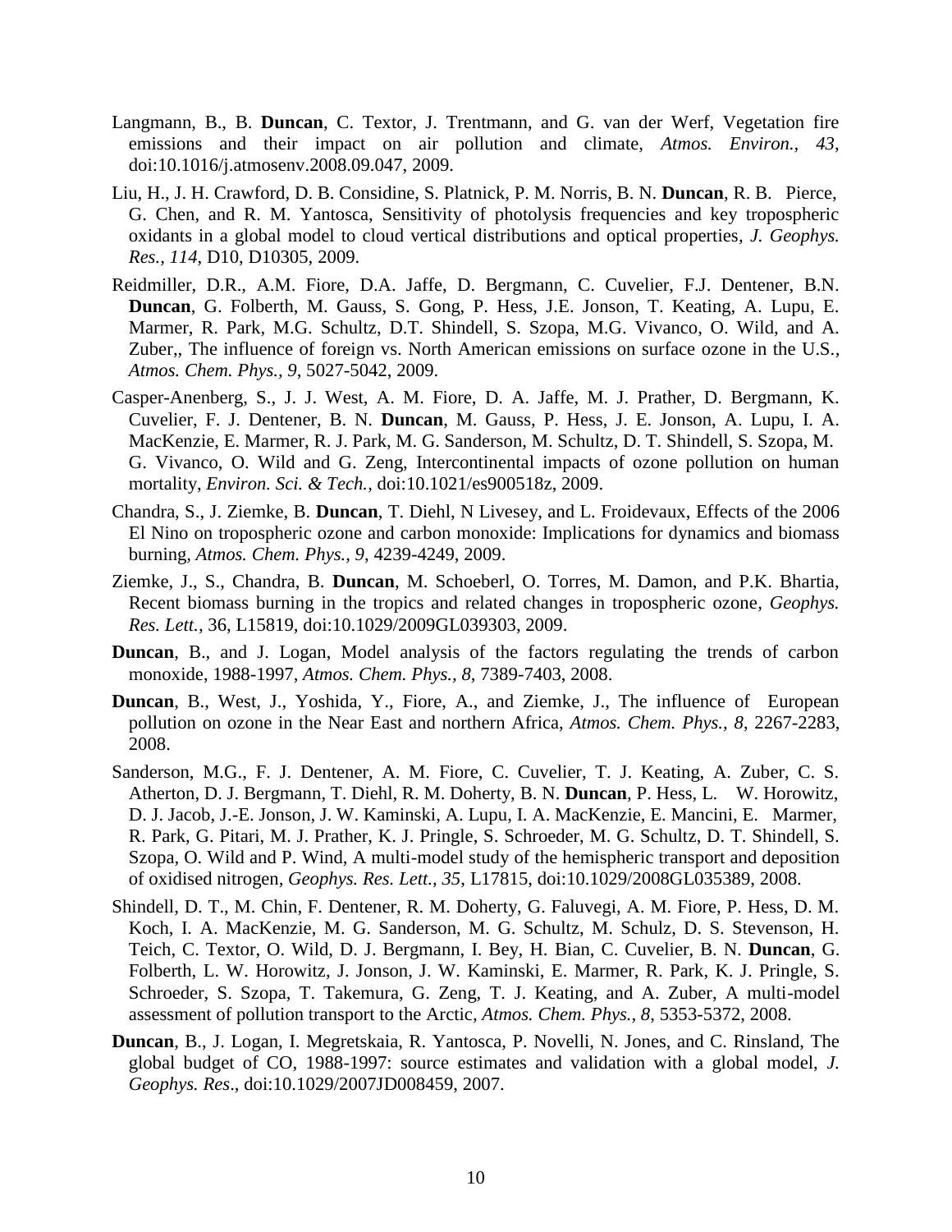Langmann, B., B. **Duncan**, C. Textor, J. Trentmann, and G. van der Werf, Vegetation fire emissions and their impact on air pollution and climate, *Atmos. Environ.*, *43*, doi:10.1016/j.atmosenv.2008.09.047, 2009.

Liu, H., J. H. Crawford, D. B. Considine, S. Platnick, P. M. Norris, B. N. **Duncan**, R. B. Pierce, G. Chen, and R. M. Yantosca, Sensitivity of photolysis frequencies and key tropospheric oxidants in a global model to cloud vertical distributions and optical properties, *J. Geophys. Res.*, *114*, D10, D10305, 2009.

Reidmiller, D.R., A.M. Fiore, D.A. Jaffe, D. Bergmann, C. Cuvelier, F.J. Dentener, B.N. **Duncan**, G. Folberth, M. Gauss, S. Gong, P. Hess, J.E. Jonson, T. Keating, A. Lupu, E. Marmer, R. Park, M.G. Schultz, D.T. Shindell, S. Szopa, M.G. Vivanco, O. Wild, and A. Zuber,, The influence of foreign vs. North American emissions on surface ozone in the U.S., *Atmos. Chem. Phys.*, *9*, 5027-5042, 2009.

Casper-Anenberg, S., J. J. West, A. M. Fiore, D. A. Jaffe, M. J. Prather, D. Bergmann, K. Cuvelier, F. J. Dentener, B. N. **Duncan**, M. Gauss, P. Hess, J. E. Jonson, A. Lupu, I. A. MacKenzie, E. Marmer, R. J. Park, M. G. Sanderson, M. Schultz, D. T. Shindell, S. Szopa, M. G. Vivanco, O. Wild and G. Zeng, Intercontinental impacts of ozone pollution on human mortality, *Environ. Sci. & Tech.*, doi:10.1021/es900518z, 2009.

Chandra, S., J. Ziemke, B. **Duncan**, T. Diehl, N Livesey, and L. Froidevaux, Effects of the 2006 El Nino on tropospheric ozone and carbon monoxide: Implications for dynamics and biomass burning, *Atmos. Chem. Phys.*, *9*, 4239-4249, 2009.

Ziemke, J., S., Chandra, B. **Duncan**, M. Schoeberl, O. Torres, M. Damon, and P.K. Bhartia, Recent biomass burning in the tropics and related changes in tropospheric ozone, *Geophys. Res. Lett.*, 36, L15819, doi:10.1029/2009GL039303, 2009.

**Duncan**, B., and J. Logan, Model analysis of the factors regulating the trends of carbon monoxide, 1988-1997, *Atmos. Chem. Phys.*, *8*, 7389-7403, 2008.

**Duncan**, B., West, J., Yoshida, Y., Fiore, A., and Ziemke, J., The influence of European pollution on ozone in the Near East and northern Africa, *Atmos. Chem. Phys.*, *8*, 2267-2283, 2008.

Sanderson, M.G., F. J. Dentener, A. M. Fiore, C. Cuvelier, T. J. Keating, A. Zuber, C. S. Atherton, D. J. Bergmann, T. Diehl, R. M. Doherty, B. N. **Duncan**, P. Hess, L. W. Horowitz, D. J. Jacob, J.-E. Jonson, J. W. Kaminski, A. Lupu, I. A. MacKenzie, E. Mancini, E. Marmer, R. Park, G. Pitari, M. J. Prather, K. J. Pringle, S. Schroeder, M. G. Schultz, D. T. Shindell, S. Szopa, O. Wild and P. Wind, A multi-model study of the hemispheric transport and deposition of oxidised nitrogen, *Geophys. Res. Lett.*, *35*, L17815, doi:10.1029/2008GL035389, 2008.

Shindell, D. T., M. Chin, F. Dentener, R. M. Doherty, G. Faluvegi, A. M. Fiore, P. Hess, D. M. Koch, I. A. MacKenzie, M. G. Sanderson, M. G. Schultz, M. Schulz, D. S. Stevenson, H. Teich, C. Textor, O. Wild, D. J. Bergmann, I. Bey, H. Bian, C. Cuvelier, B. N. **Duncan**, G. Folberth, L. W. Horowitz, J. Jonson, J. W. Kaminski, E. Marmer, R. Park, K. J. Pringle, S. Schroeder, S. Szopa, T. Takemura, G. Zeng, T. J. Keating, and A. Zuber, A multi-model assessment of pollution transport to the Arctic, *Atmos. Chem. Phys.*, *8*, 5353-5372, 2008.

**Duncan**, B., J. Logan, I. Megretskaia, R. Yantosca, P. Novelli, N. Jones, and C. Rinsland, The global budget of CO, 1988-1997: source estimates and validation with a global model, *J. Geophys. Res*., doi:10.1029/2007JD008459, 2007.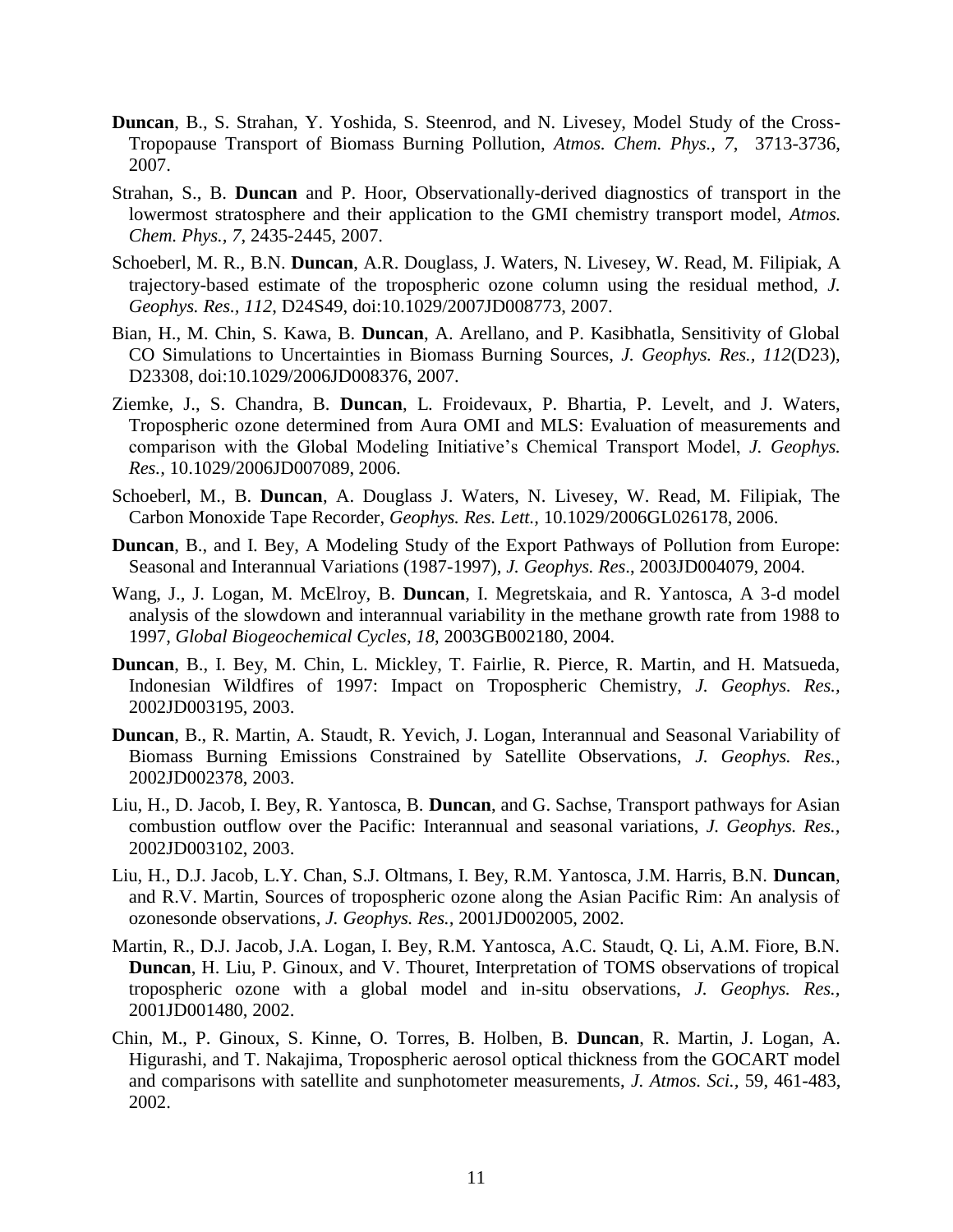**Duncan**, B., S. Strahan, Y. Yoshida, S. Steenrod, and N. Livesey, Model Study of the Cross-Tropopause Transport of Biomass Burning Pollution, *Atmos. Chem. Phys., 7*, 3713-3736, 2007.

Strahan, S., B. **Duncan** and P. Hoor, Observationally-derived diagnostics of transport in the lowermost stratosphere and their application to the GMI chemistry transport model, *Atmos. Chem. Phys., 7*, 2435-2445, 2007.

Schoeberl, M. R., B.N. **Duncan**, A.R. Douglass, J. Waters, N. Livesey, W. Read, M. Filipiak, A trajectory-based estimate of the tropospheric ozone column using the residual method, *J. Geophys. Res., 112*, D24S49, doi:10.1029/2007JD008773, 2007.

Bian, H., M. Chin, S. Kawa, B. **Duncan**, A. Arellano, and P. Kasibhatla, Sensitivity of Global CO Simulations to Uncertainties in Biomass Burning Sources, *J. Geophys. Res., 112*(D23), D23308, doi:10.1029/2006JD008376, 2007.

Ziemke, J., S. Chandra, B. **Duncan**, L. Froidevaux, P. Bhartia, P. Levelt, and J. Waters, Tropospheric ozone determined from Aura OMI and MLS: Evaluation of measurements and comparison with the Global Modeling Initiative's Chemical Transport Model, *J. Geophys. Res.*, 10.1029/2006JD007089, 2006.

Schoeberl, M., B. **Duncan**, A. Douglass J. Waters, N. Livesey, W. Read, M. Filipiak, The Carbon Monoxide Tape Recorder, *Geophys. Res. Lett.*, 10.1029/2006GL026178, 2006.

**Duncan**, B., and I. Bey, A Modeling Study of the Export Pathways of Pollution from Europe: Seasonal and Interannual Variations (1987-1997), *J. Geophys. Res*., 2003JD004079, 2004.

Wang, J., J. Logan, M. McElroy, B. **Duncan**, I. Megretskaia, and R. Yantosca, A 3-d model analysis of the slowdown and interannual variability in the methane growth rate from 1988 to 1997, *Global Biogeochemical Cycles*, *18*, 2003GB002180, 2004.

**Duncan**, B., I. Bey, M. Chin, L. Mickley, T. Fairlie, R. Pierce, R. Martin, and H. Matsueda, Indonesian Wildfires of 1997: Impact on Tropospheric Chemistry, *J. Geophys. Res.*, 2002JD003195, 2003.

**Duncan**, B., R. Martin, A. Staudt, R. Yevich, J. Logan, Interannual and Seasonal Variability of Biomass Burning Emissions Constrained by Satellite Observations, *J. Geophys. Res.*, 2002JD002378, 2003.

Liu, H., D. Jacob, I. Bey, R. Yantosca, B. **Duncan**, and G. Sachse, Transport pathways for Asian combustion outflow over the Pacific: Interannual and seasonal variations, *J. Geophys. Res.*, 2002JD003102, 2003.

Liu, H., D.J. Jacob, L.Y. Chan, S.J. Oltmans, I. Bey, R.M. Yantosca, J.M. Harris, B.N. **Duncan**, and R.V. Martin, Sources of tropospheric ozone along the Asian Pacific Rim: An analysis of ozonesonde observations, *J. Geophys. Res.*, 2001JD002005, 2002.

Martin, R., D.J. Jacob, J.A. Logan, I. Bey, R.M. Yantosca, A.C. Staudt, Q. Li, A.M. Fiore, B.N. **Duncan**, H. Liu, P. Ginoux, and V. Thouret, Interpretation of TOMS observations of tropical tropospheric ozone with a global model and in-situ observations, *J. Geophys. Res.*, 2001JD001480, 2002.

Chin, M., P. Ginoux, S. Kinne, O. Torres, B. Holben, B. **Duncan**, R. Martin, J. Logan, A. Higurashi, and T. Nakajima, Tropospheric aerosol optical thickness from the GOCART model and comparisons with satellite and sunphotometer measurements, *J. Atmos. Sci.*, 59, 461-483, 2002.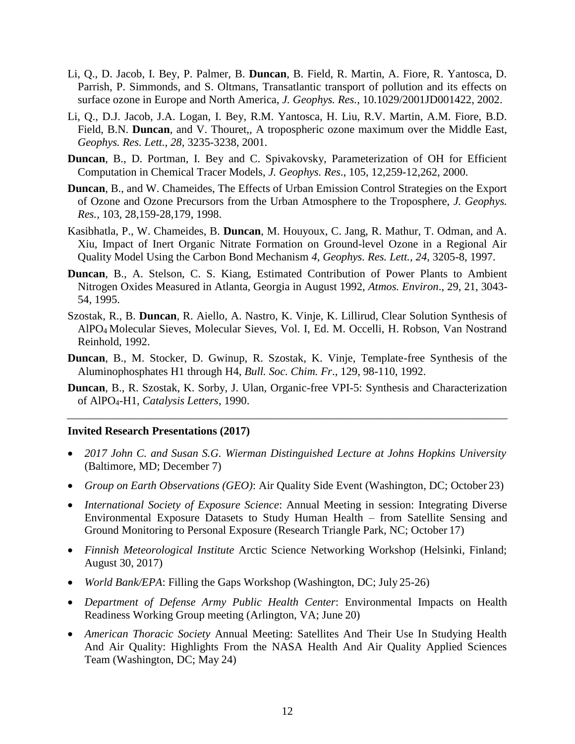Li, Q., D. Jacob, I. Bey, P. Palmer, B. **Duncan**, B. Field, R. Martin, A. Fiore, R. Yantosca, D. Parrish, P. Simmonds, and S. Oltmans, Transatlantic transport of pollution and its effects on surface ozone in Europe and North America, *J. Geophys. Res.*, 10.1029/2001JD001422, 2002.

Li, Q., D.J. Jacob, J.A. Logan, I. Bey, R.M. Yantosca, H. Liu, R.V. Martin, A.M. Fiore, B.D. Field, B.N. **Duncan**, and V. Thouret,, A tropospheric ozone maximum over the Middle East, *Geophys. Res. Lett., 28,* 3235-3238, 2001.

**Duncan**, B., D. Portman, I. Bey and C. Spivakovsky, Parameterization of OH for Efficient Computation in Chemical Tracer Models, *J. Geophys. Res*., 105, 12,259-12,262, 2000.

**Duncan**, B., and W. Chameides, The Effects of Urban Emission Control Strategies on the Export of Ozone and Ozone Precursors from the Urban Atmosphere to the Troposphere, *J. Geophys. Res.,* 103, 28,159-28,179, 1998.

Kasibhatla, P., W. Chameides, B. **Duncan**, M. Houyoux, C. Jang, R. Mathur, T. Odman, and A. Xiu, Impact of Inert Organic Nitrate Formation on Ground-level Ozone in a Regional Air Quality Model Using the Carbon Bond Mechanism *4*, *Geophys. Res. Lett., 24*, 3205-8, 1997.

**Duncan**, B., A. Stelson, C. S. Kiang, Estimated Contribution of Power Plants to Ambient Nitrogen Oxides Measured in Atlanta, Georgia in August 1992, *Atmos. Environ*., 29, 21, 3043-54, 1995.

Szostak, R., B. **Duncan**, R. Aiello, A. Nastro, K. Vinje, K. Lillirud, Clear Solution Synthesis of $AlPO_4$ Molecular Sieves, Molecular Sieves, Vol. I, Ed. M. Occelli, H. Robson, Van Nostrand Reinhold, 1992.

**Duncan**, B., M. Stocker, D. Gwinup, R. Szostak, K. Vinje, Template-free Synthesis of the Aluminophosphates H1 through H4, *Bull. Soc. Chim. Fr*., 129, 98-110, 1992.

**Duncan**, B., R. Szostak, K. Sorby, J. Ulan, Organic-free VPI-5: Synthesis and Characterization of $AlPO_4$-H1, *Catalysis Letters*, 1990.

---

**Invited Research Presentations (2017)**

- *2017 John C. and Susan S.G. Wierman Distinguished Lecture at Johns Hopkins University* (Baltimore, MD; December 7)
- *Group on Earth Observations (GEO)*: Air Quality Side Event (Washington, DC; October 23)
- *International Society of Exposure Science*: Annual Meeting in session: Integrating Diverse Environmental Exposure Datasets to Study Human Health – from Satellite Sensing and Ground Monitoring to Personal Exposure (Research Triangle Park, NC; October 17)
- *Finnish Meteorological Institute* Arctic Science Networking Workshop (Helsinki, Finland; August 30, 2017)
- *World Bank/EPA*: Filling the Gaps Workshop (Washington, DC; July 25-26)
- *Department of Defense Army Public Health Center*: Environmental Impacts on Health Readiness Working Group meeting (Arlington, VA; June 20)
- *American Thoracic Society* Annual Meeting: Satellites And Their Use In Studying Health And Air Quality: Highlights From the NASA Health And Air Quality Applied Sciences Team (Washington, DC; May 24)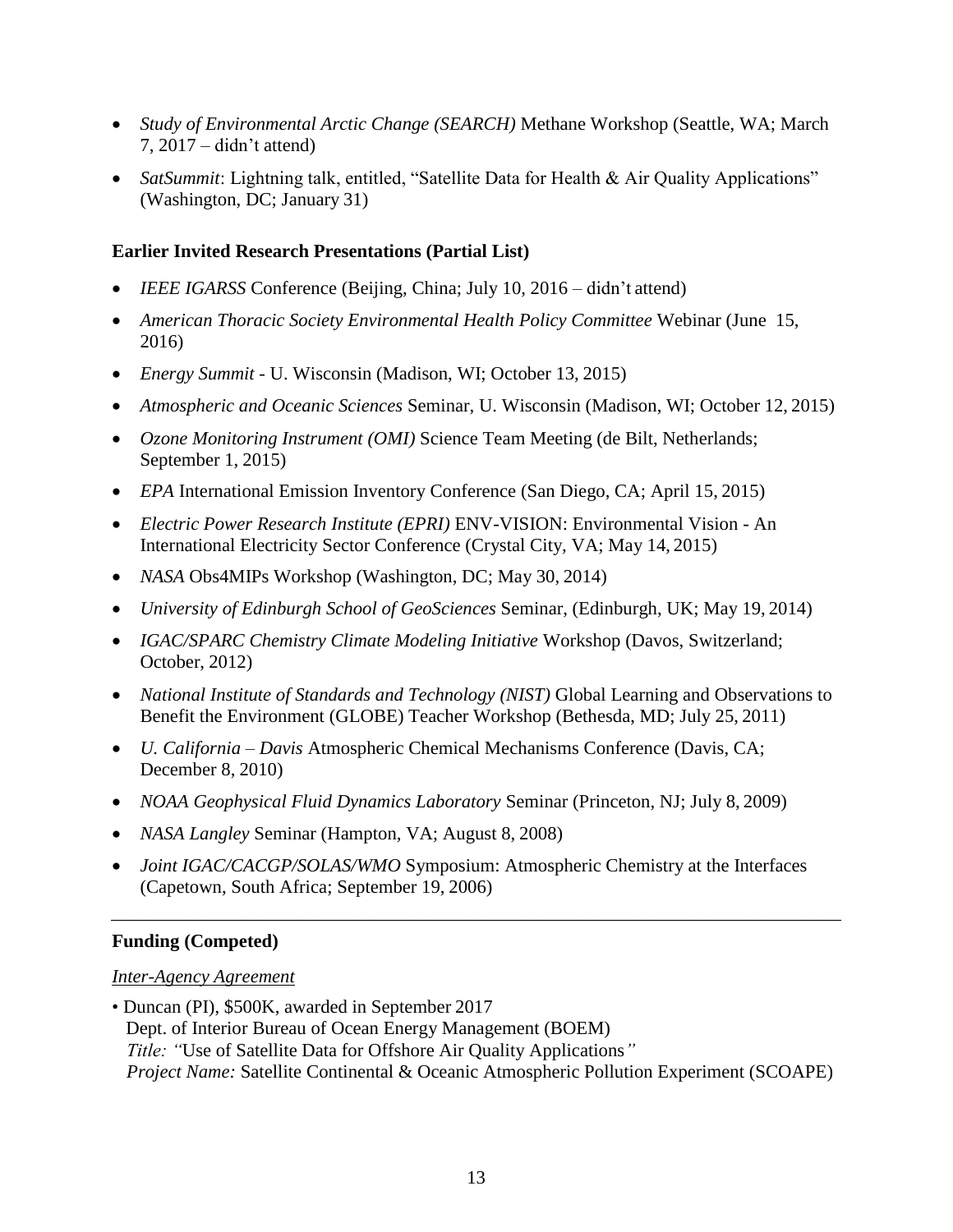- *Study of Environmental Arctic Change (SEARCH)* Methane Workshop (Seattle, WA; March 7, 2017 – didn't attend)
- *SatSummit*: Lightning talk, entitled, "Satellite Data for Health & Air Quality Applications" (Washington, DC; January 31)

### Earlier Invited Research Presentations (Partial List)

- *IEEE IGARSS* Conference (Beijing, China; July 10, 2016 – didn't attend)
- *American Thoracic Society Environmental Health Policy Committee* Webinar (June 15, 2016)
- *Energy Summit* - U. Wisconsin (Madison, WI; October 13, 2015)
- *Atmospheric and Oceanic Sciences* Seminar, U. Wisconsin (Madison, WI; October 12, 2015)
- *Ozone Monitoring Instrument (OMI)* Science Team Meeting (de Bilt, Netherlands; September 1, 2015)
- *EPA* International Emission Inventory Conference (San Diego, CA; April 15, 2015)
- *Electric Power Research Institute (EPRI)* ENV-VISION: Environmental Vision - An International Electricity Sector Conference (Crystal City, VA; May 14, 2015)
- *NASA* Obs4MIPs Workshop (Washington, DC; May 30, 2014)
- *University of Edinburgh School of GeoSciences* Seminar, (Edinburgh, UK; May 19, 2014)
- *IGAC/SPARC Chemistry Climate Modeling Initiative* Workshop (Davos, Switzerland; October, 2012)
- *National Institute of Standards and Technology (NIST)* Global Learning and Observations to Benefit the Environment (GLOBE) Teacher Workshop (Bethesda, MD; July 25, 2011)
- *U. California – Davis* Atmospheric Chemical Mechanisms Conference (Davis, CA; December 8, 2010)
- *NOAA Geophysical Fluid Dynamics Laboratory* Seminar (Princeton, NJ; July 8, 2009)
- *NASA Langley* Seminar (Hampton, VA; August 8, 2008)
- *Joint IGAC/CACGP/SOLAS/WMO* Symposium: Atmospheric Chemistry at the Interfaces (Capetown, South Africa; September 19, 2006)

---

### Funding (Competed)

*Inter-Agency Agreement*

- Duncan (PI), $500K, awarded in September 2017
  Dept. of Interior Bureau of Ocean Energy Management (BOEM)
  *Title: "*Use of Satellite Data for Offshore Air Quality Applications*"*
  *Project Name:* Satellite Continental & Oceanic Atmospheric Pollution Experiment (SCOAPE)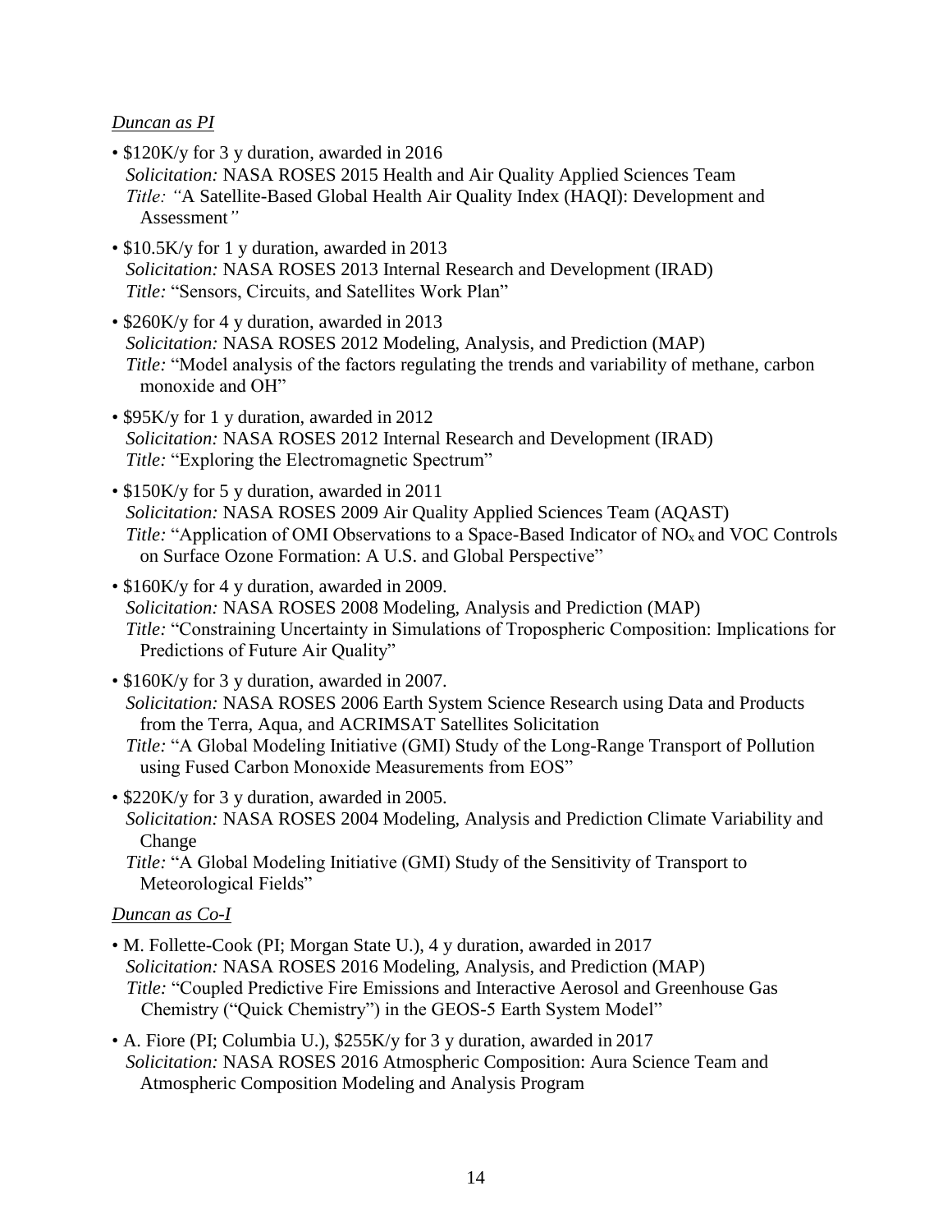*Duncan as PI*

- $120K/y for 3 y duration, awarded in 2016
  *Solicitation:* NASA ROSES 2015 Health and Air Quality Applied Sciences Team
  *Title: "*A Satellite-Based Global Health Air Quality Index (HAQI): Development and Assessment*"*
- $10.5K/y for 1 y duration, awarded in 2013
  *Solicitation:* NASA ROSES 2013 Internal Research and Development (IRAD)
  *Title:* "Sensors, Circuits, and Satellites Work Plan"
- $260K/y for 4 y duration, awarded in 2013
  *Solicitation:* NASA ROSES 2012 Modeling, Analysis, and Prediction (MAP)
  *Title:* "Model analysis of the factors regulating the trends and variability of methane, carbon monoxide and OH"
- $95K/y for 1 y duration, awarded in 2012
  *Solicitation:* NASA ROSES 2012 Internal Research and Development (IRAD)
  *Title:* "Exploring the Electromagnetic Spectrum"
- $150K/y for 5 y duration, awarded in 2011
  *Solicitation:* NASA ROSES 2009 Air Quality Applied Sciences Team (AQAST)
  *Title:* "Application of OMI Observations to a Space-Based Indicator of $NO_x$ and VOC Controls on Surface Ozone Formation: A U.S. and Global Perspective"
- $160K/y for 4 y duration, awarded in 2009.
  *Solicitation:* NASA ROSES 2008 Modeling, Analysis and Prediction (MAP)
  *Title:* "Constraining Uncertainty in Simulations of Tropospheric Composition: Implications for Predictions of Future Air Quality"
- $160K/y for 3 y duration, awarded in 2007.
  *Solicitation:* NASA ROSES 2006 Earth System Science Research using Data and Products from the Terra, Aqua, and ACRIMSAT Satellites Solicitation
  *Title:* "A Global Modeling Initiative (GMI) Study of the Long-Range Transport of Pollution using Fused Carbon Monoxide Measurements from EOS"
- $220K/y for 3 y duration, awarded in 2005.
  *Solicitation:* NASA ROSES 2004 Modeling, Analysis and Prediction Climate Variability and Change
  *Title:* "A Global Modeling Initiative (GMI) Study of the Sensitivity of Transport to Meteorological Fields"

*Duncan as Co-I*

- M. Follette-Cook (PI; Morgan State U.), 4 y duration, awarded in 2017
  *Solicitation:* NASA ROSES 2016 Modeling, Analysis, and Prediction (MAP)
  *Title:* "Coupled Predictive Fire Emissions and Interactive Aerosol and Greenhouse Gas Chemistry ("Quick Chemistry") in the GEOS-5 Earth System Model"
- A. Fiore (PI; Columbia U.), $255K/y for 3 y duration, awarded in 2017
  *Solicitation:* NASA ROSES 2016 Atmospheric Composition: Aura Science Team and Atmospheric Composition Modeling and Analysis Program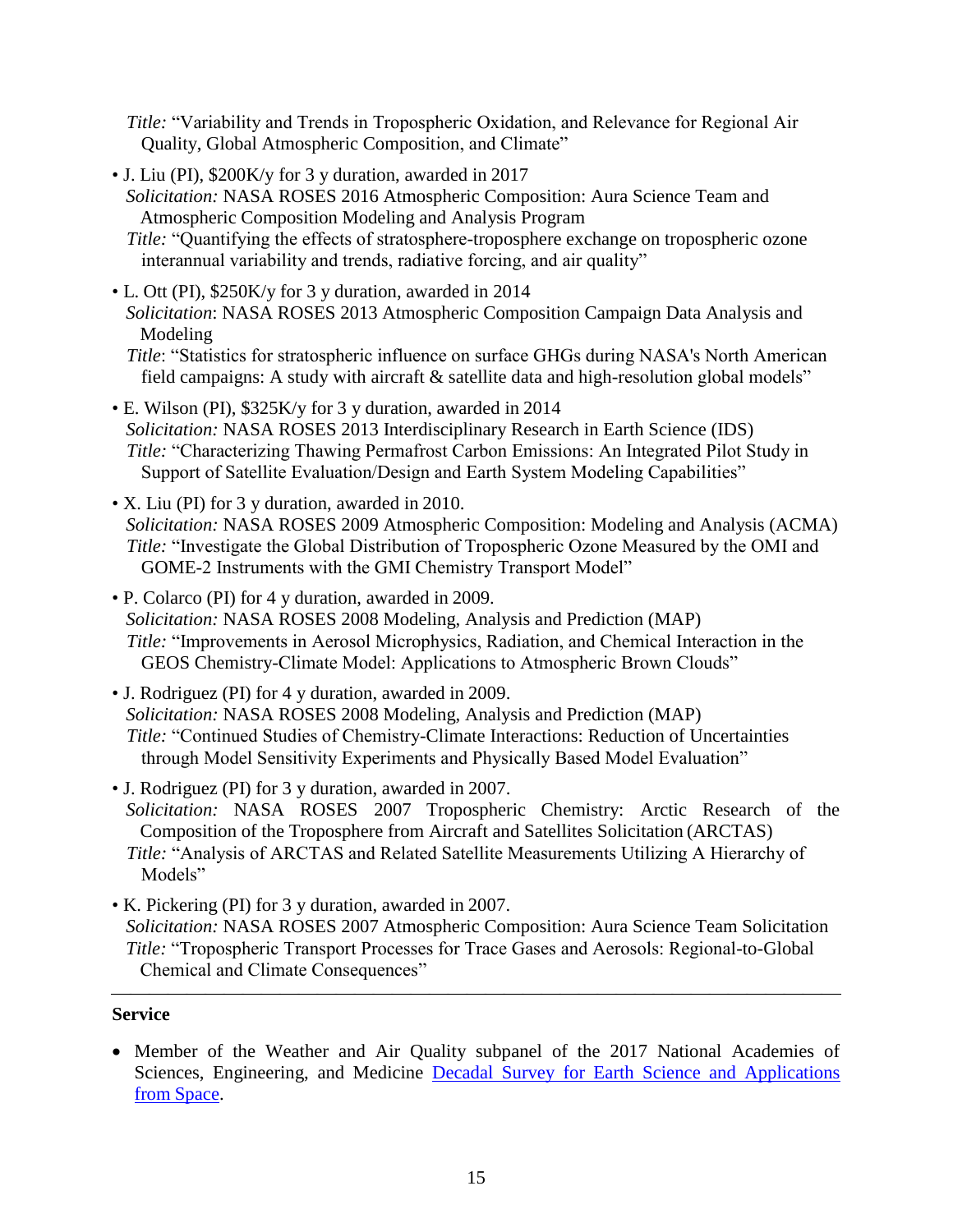*Title:* "Variability and Trends in Tropospheric Oxidation, and Relevance for Regional Air Quality, Global Atmospheric Composition, and Climate"

- J. Liu (PI), $200K/y for 3 y duration, awarded in 2017
  *Solicitation:* NASA ROSES 2016 Atmospheric Composition: Aura Science Team and Atmospheric Composition Modeling and Analysis Program
  *Title:* "Quantifying the effects of stratosphere-troposphere exchange on tropospheric ozone interannual variability and trends, radiative forcing, and air quality"
- L. Ott (PI), $250K/y for 3 y duration, awarded in 2014
  *Solicitation*: NASA ROSES 2013 Atmospheric Composition Campaign Data Analysis and Modeling
  *Title*: "Statistics for stratospheric influence on surface GHGs during NASA's North American field campaigns: A study with aircraft & satellite data and high-resolution global models"
- E. Wilson (PI), $325K/y for 3 y duration, awarded in 2014
  *Solicitation:* NASA ROSES 2013 Interdisciplinary Research in Earth Science (IDS)
  *Title:* "Characterizing Thawing Permafrost Carbon Emissions: An Integrated Pilot Study in Support of Satellite Evaluation/Design and Earth System Modeling Capabilities"
- X. Liu (PI) for 3 y duration, awarded in 2010.
  *Solicitation:* NASA ROSES 2009 Atmospheric Composition: Modeling and Analysis (ACMA)
  *Title:* "Investigate the Global Distribution of Tropospheric Ozone Measured by the OMI and GOME-2 Instruments with the GMI Chemistry Transport Model"
- P. Colarco (PI) for 4 y duration, awarded in 2009.
  *Solicitation:* NASA ROSES 2008 Modeling, Analysis and Prediction (MAP)
  *Title:* "Improvements in Aerosol Microphysics, Radiation, and Chemical Interaction in the GEOS Chemistry-Climate Model: Applications to Atmospheric Brown Clouds"
- J. Rodriguez (PI) for 4 y duration, awarded in 2009.
  *Solicitation:* NASA ROSES 2008 Modeling, Analysis and Prediction (MAP)
  *Title:* "Continued Studies of Chemistry-Climate Interactions: Reduction of Uncertainties through Model Sensitivity Experiments and Physically Based Model Evaluation"
- J. Rodriguez (PI) for 3 y duration, awarded in 2007.
  *Solicitation:* NASA ROSES 2007 Tropospheric Chemistry: Arctic Research of the Composition of the Troposphere from Aircraft and Satellites Solicitation (ARCTAS)
  *Title:* "Analysis of ARCTAS and Related Satellite Measurements Utilizing A Hierarchy of Models"
- K. Pickering (PI) for 3 y duration, awarded in 2007.
  *Solicitation:* NASA ROSES 2007 Atmospheric Composition: Aura Science Team Solicitation
  *Title:* "Tropospheric Transport Processes for Trace Gases and Aerosols: Regional-to-Global Chemical and Climate Consequences"

---

**Service**

- Member of the Weather and Air Quality subpanel of the 2017 National Academies of Sciences, Engineering, and Medicine Decadal Survey for Earth Science and Applications from Space.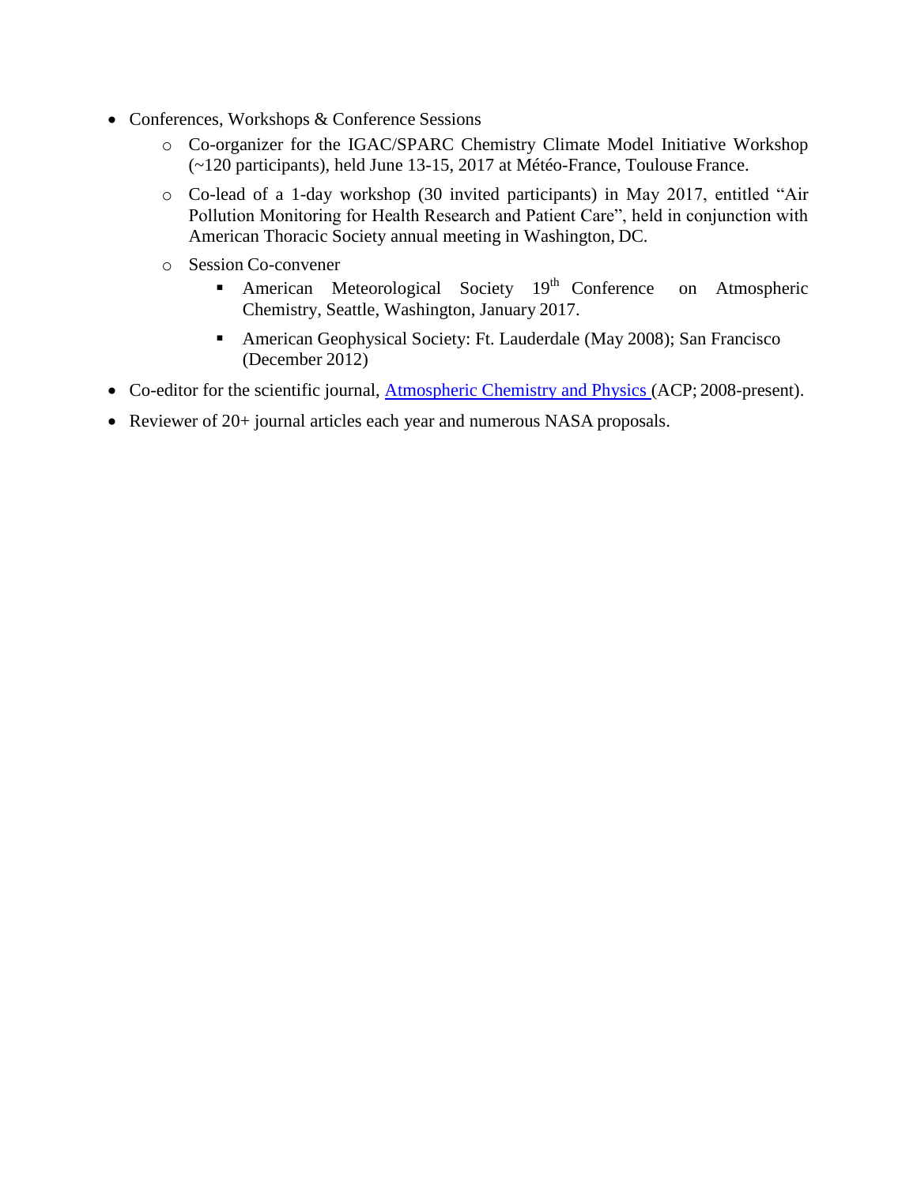- Conferences, Workshops & Conference Sessions
  - Co-organizer for the IGAC/SPARC Chemistry Climate Model Initiative Workshop (~120 participants), held June 13-15, 2017 at Météo-France, Toulouse France.
  - Co-lead of a 1-day workshop (30 invited participants) in May 2017, entitled “Air Pollution Monitoring for Health Research and Patient Care”, held in conjunction with American Thoracic Society annual meeting in Washington, DC.
  - Session Co-convener
    - American Meteorological Society 19th Conference on Atmospheric Chemistry, Seattle, Washington, January 2017.
    - American Geophysical Society: Ft. Lauderdale (May 2008); San Francisco (December 2012)
- Co-editor for the scientific journal, [Atmospheric Chemistry and Physics](Atmospheric Chemistry and Physics) (ACP; 2008-present).
- Reviewer of 20+ journal articles each year and numerous NASA proposals.